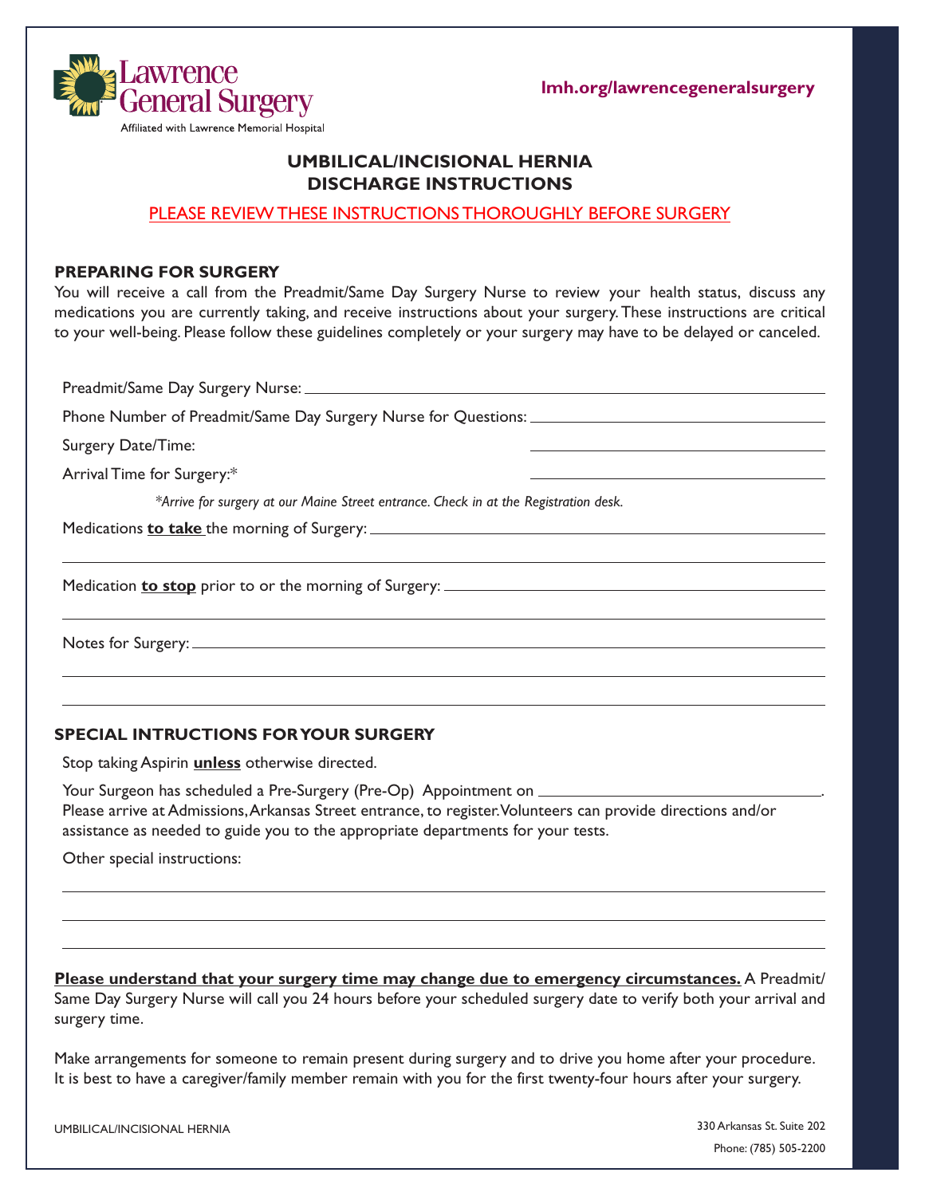Lawrence General Surgery

Affiliated with Lawrence Memorial Hospital

lmh.org/lawrencegeneralsurgery

# UMBILICAL/INCISIONAL HERNIA DISCHARGE INSTRUCTIONS

PLEASE REVIEW THESE INSTRUCTIONS THOROUGHLY BEFORE SURGERY

## PREPARING FOR SURGERY

You will receive a call from the Preadmit/Same Day Surgery Nurse to review your health status, discuss any medications you are currently taking, and receive instructions about your surgery. These instructions are critical to your well-being. Please follow these guidelines completely or your surgery may have to be delayed or canceled.

Preadmit/Same Day Surgery Nurse: ______________________________

Phone Number of Preadmit/Same Day Surgery Nurse for Questions: ______________________________

Surgery Date/Time: ______________________________

Arrival Time for Surgery:* ______________________________

*\*Arrive for surgery at our Maine Street entrance. Check in at the Registration desk.*

Medications **to take** the morning of Surgery: ______________________________

______________________________

Medication **to stop** prior to or the morning of Surgery: ______________________________

______________________________

Notes for Surgery: ______________________________

______________________________

______________________________

## SPECIAL INTRUCTIONS FOR YOUR SURGERY

Stop taking Aspirin **unless** otherwise directed.

Your Surgeon has scheduled a Pre-Surgery (Pre-Op) Appointment on ______________________________.
Please arrive at Admissions, Arkansas Street entrance, to register. Volunteers can provide directions and/or assistance as needed to guide you to the appropriate departments for your tests.

Other special instructions:

______________________________

______________________________

______________________________

**Please understand that your surgery time may change due to emergency circumstances.** A Preadmit/ Same Day Surgery Nurse will call you 24 hours before your scheduled surgery date to verify both your arrival and surgery time.

Make arrangements for someone to remain present during surgery and to drive you home after your procedure. It is best to have a caregiver/family member remain with you for the first twenty-four hours after your surgery.

330 Arkansas St. Suite 202

Phone: (785) 505-2200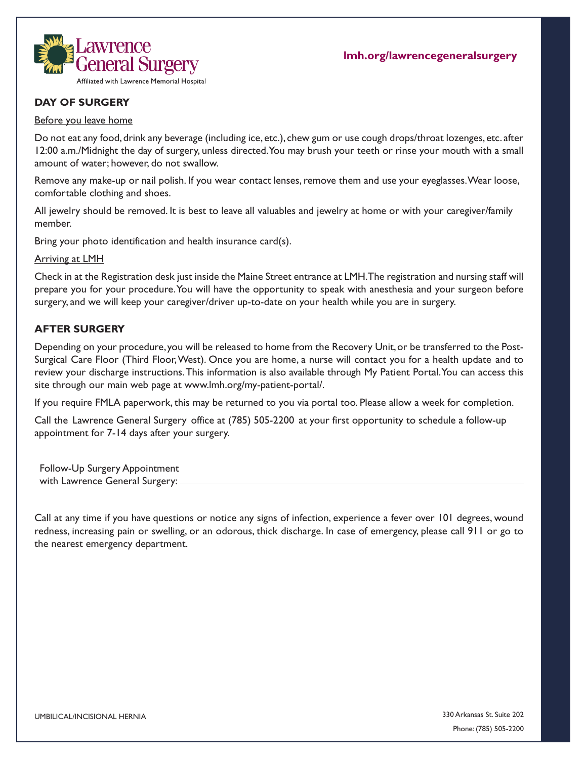Lawrence General Surgery

Affiliated with Lawrence Memorial Hospital

**lmh.org/lawrencegeneralsurgery**

## DAY OF SURGERY

Before you leave home

Do not eat any food, drink any beverage (including ice, etc.), chew gum or use cough drops/throat lozenges, etc. after 12:00 a.m./Midnight the day of surgery, unless directed. You may brush your teeth or rinse your mouth with a small amount of water; however, do not swallow.

Remove any make-up or nail polish. If you wear contact lenses, remove them and use your eyeglasses. Wear loose, comfortable clothing and shoes.

All jewelry should be removed. It is best to leave all valuables and jewelry at home or with your caregiver/family member.

Bring your photo identification and health insurance card(s).

Arriving at LMH

Check in at the Registration desk just inside the Maine Street entrance at LMH. The registration and nursing staff will prepare you for your procedure. You will have the opportunity to speak with anesthesia and your surgeon before surgery, and we will keep your caregiver/driver up-to-date on your health while you are in surgery.

## AFTER SURGERY

Depending on your procedure, you will be released to home from the Recovery Unit, or be transferred to the Post-Surgical Care Floor (Third Floor, West). Once you are home, a nurse will contact you for a health update and to review your discharge instructions. This information is also available through My Patient Portal. You can access this site through our main web page at www.lmh.org/my-patient-portal/.

If you require FMLA paperwork, this may be returned to you via portal too. Please allow a week for completion.

Call the Lawrence General Surgery office at (785) 505-2200 at your first opportunity to schedule a follow-up appointment for 7-14 days after your surgery.

Follow-Up Surgery Appointment
with Lawrence General Surgery: ______________________________

Call at any time if you have questions or notice any signs of infection, experience a fever over 101 degrees, wound redness, increasing pain or swelling, or an odorous, thick discharge. In case of emergency, please call 911 or go to the nearest emergency department.

UMBILICAL/INCISIONAL HERNIA

330 Arkansas St. Suite 202
Phone: (785) 505-2200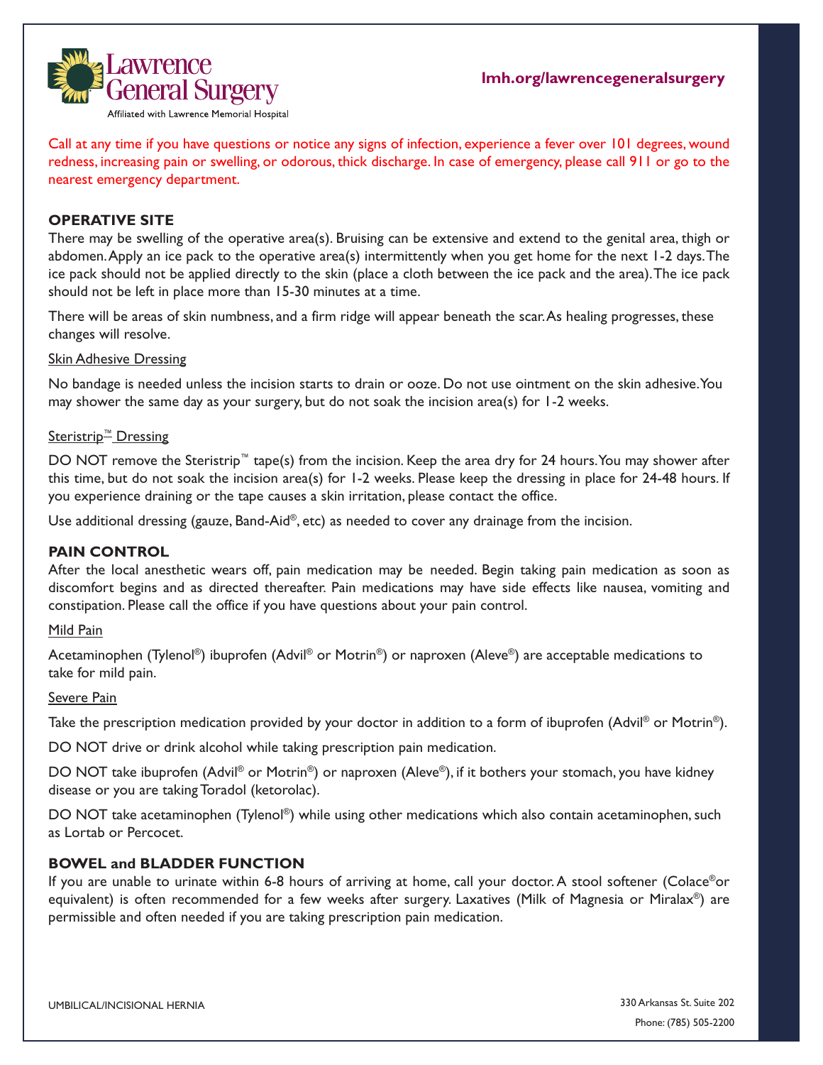Call at any time if you have questions or notice any signs of infection, experience a fever over 101 degrees, wound redness, increasing pain or swelling, or odorous, thick discharge. In case of emergency, please call 911 or go to the nearest emergency department.

## OPERATIVE SITE

There may be swelling of the operative area(s). Bruising can be extensive and extend to the genital area, thigh or abdomen. Apply an ice pack to the operative area(s) intermittently when you get home for the next 1-2 days. The ice pack should not be applied directly to the skin (place a cloth between the ice pack and the area). The ice pack should not be left in place more than 15-30 minutes at a time.

There will be areas of skin numbness, and a firm ridge will appear beneath the scar. As healing progresses, these changes will resolve.

### Skin Adhesive Dressing

No bandage is needed unless the incision starts to drain or ooze. Do not use ointment on the skin adhesive. You may shower the same day as your surgery, but do not soak the incision area(s) for 1-2 weeks.

### Steristrip™ Dressing

DO NOT remove the Steristrip™ tape(s) from the incision. Keep the area dry for 24 hours. You may shower after this time, but do not soak the incision area(s) for 1-2 weeks. Please keep the dressing in place for 24-48 hours. If you experience draining or the tape causes a skin irritation, please contact the office.

Use additional dressing (gauze, Band-Aid®, etc) as needed to cover any drainage from the incision.

## PAIN CONTROL

After the local anesthetic wears off, pain medication may be needed. Begin taking pain medication as soon as discomfort begins and as directed thereafter. Pain medications may have side effects like nausea, vomiting and constipation. Please call the office if you have questions about your pain control.

### Mild Pain

Acetaminophen (Tylenol®) ibuprofen (Advil® or Motrin®) or naproxen (Aleve®) are acceptable medications to take for mild pain.

### Severe Pain

Take the prescription medication provided by your doctor in addition to a form of ibuprofen (Advil® or Motrin®).

DO NOT drive or drink alcohol while taking prescription pain medication.

DO NOT take ibuprofen (Advil® or Motrin®) or naproxen (Aleve®), if it bothers your stomach, you have kidney disease or you are taking Toradol (ketorolac).

DO NOT take acetaminophen (Tylenol®) while using other medications which also contain acetaminophen, such as Lortab or Percocet.

## BOWEL and BLADDER FUNCTION

If you are unable to urinate within 6-8 hours of arriving at home, call your doctor. A stool softener (Colace® or equivalent) is often recommended for a few weeks after surgery. Laxatives (Milk of Magnesia or Miralax®) are permissible and often needed if you are taking prescription pain medication.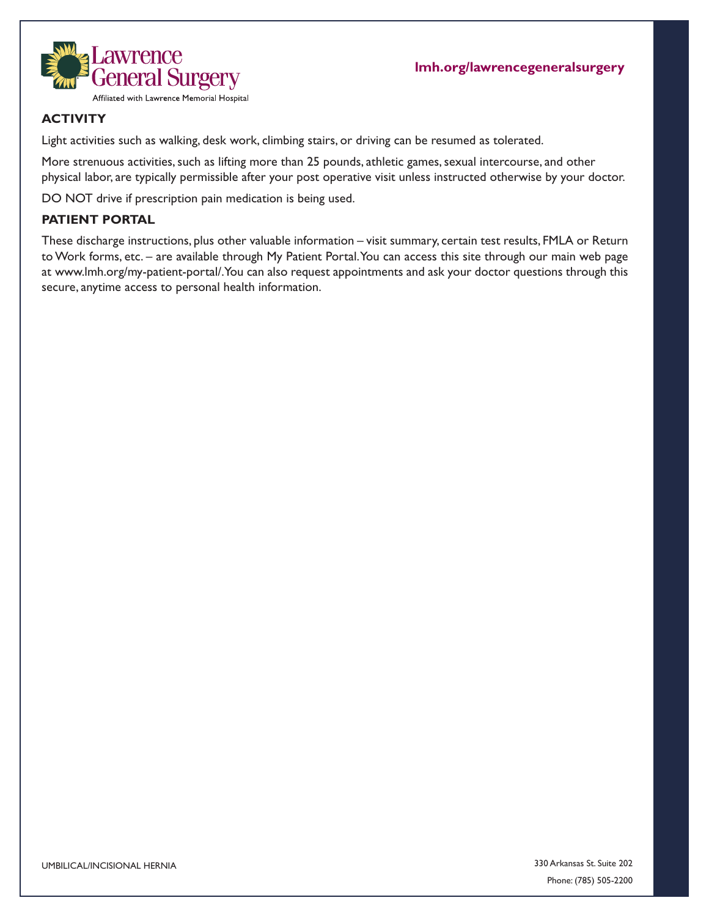## ACTIVITY

Light activities such as walking, desk work, climbing stairs, or driving can be resumed as tolerated.

More strenuous activities, such as lifting more than 25 pounds, athletic games, sexual intercourse, and other physical labor, are typically permissible after your post operative visit unless instructed otherwise by your doctor.

DO NOT drive if prescription pain medication is being used.

## PATIENT PORTAL

These discharge instructions, plus other valuable information – visit summary, certain test results, FMLA or Return to Work forms, etc. – are available through My Patient Portal. You can access this site through our main web page at www.lmh.org/my-patient-portal/. You can also request appointments and ask your doctor questions through this secure, anytime access to personal health information.